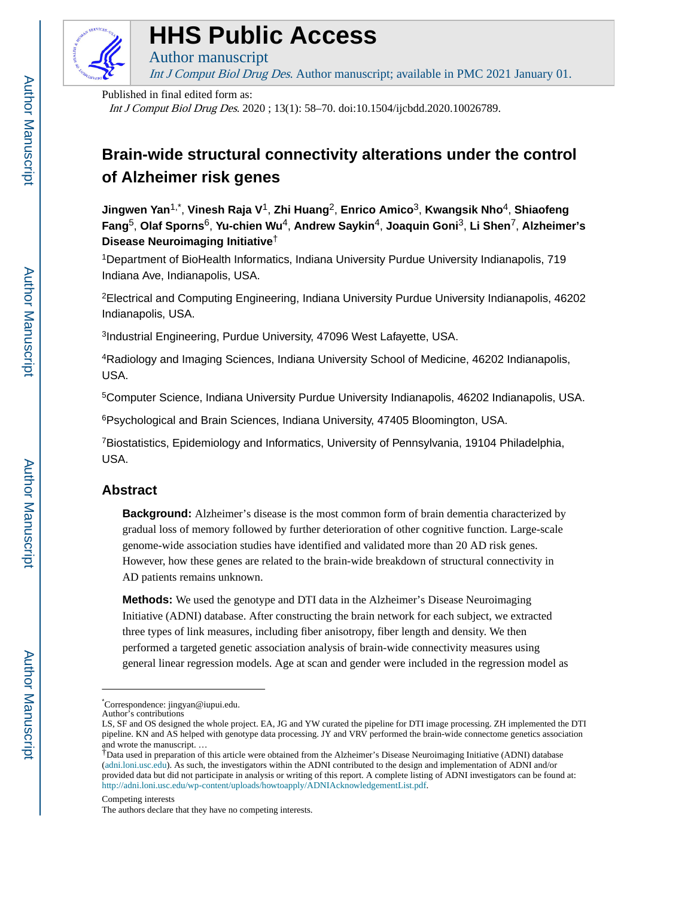# HHS Public Access

Author manuscript

*Int J Comput Biol Drug Des*. Author manuscript; available in PMC 2021 January 01.

Published in final edited form as:

*Int J Comput Biol Drug Des*. 2020 ; 13(1): 58–70. doi:10.1504/ijcbdd.2020.10026789.

# Brain-wide structural connectivity alterations under the control of Alzheimer risk genes

**Jingwen Yan**[1,*], **Vinesh Raja V**[1], **Zhi Huang**[2], **Enrico Amico**[3], **Kwangsik Nho**[4], **Shiaofeng Fang**[5], **Olaf Sporns**[6], **Yu-chien Wu**[4], **Andrew Saykin**[4], **Joaquin Goni**[3], **Li Shen**[7], **Alzheimer's Disease Neuroimaging Initiative**[†]

[1]Department of BioHealth Informatics, Indiana University Purdue University Indianapolis, 719 Indiana Ave, Indianapolis, USA.

[2]Electrical and Computing Engineering, Indiana University Purdue University Indianapolis, 46202 Indianapolis, USA.

[3]Industrial Engineering, Purdue University, 47096 West Lafayette, USA.

[4]Radiology and Imaging Sciences, Indiana University School of Medicine, 46202 Indianapolis, USA.

[5]Computer Science, Indiana University Purdue University Indianapolis, 46202 Indianapolis, USA.

[6]Psychological and Brain Sciences, Indiana University, 47405 Bloomington, USA.

[7]Biostatistics, Epidemiology and Informatics, University of Pennsylvania, 19104 Philadelphia, USA.

## Abstract

**Background:** Alzheimer's disease is the most common form of brain dementia characterized by gradual loss of memory followed by further deterioration of other cognitive function. Large-scale genome-wide association studies have identified and validated more than 20 AD risk genes. However, how these genes are related to the brain-wide breakdown of structural connectivity in AD patients remains unknown.

**Methods:** We used the genotype and DTI data in the Alzheimer's Disease Neuroimaging Initiative (ADNI) database. After constructing the brain network for each subject, we extracted three types of link measures, including fiber anisotropy, fiber length and density. We then performed a targeted genetic association analysis of brain-wide connectivity measures using general linear regression models. Age at scan and gender were included in the regression model as

---

[*]Correspondence: jingyan@iupui.edu.

Author's contributions

LS, SF and OS designed the whole project. EA, JG and YW curated the pipeline for DTI image processing. ZH implemented the DTI pipeline. KN and AS helped with genotype data processing. JY and VRV performed the brain-wide connectome genetics association and wrote the manuscript. …

[†]Data used in preparation of this article were obtained from the Alzheimer's Disease Neuroimaging Initiative (ADNI) database (adni.loni.usc.edu). As such, the investigators within the ADNI contributed to the design and implementation of ADNI and/or provided data but did not participate in analysis or writing of this report. A complete listing of ADNI investigators can be found at: http://adni.loni.usc.edu/wp-content/uploads/howtoapply/ADNIAcknowledgementList.pdf.

Competing interests

The authors declare that they have no competing interests.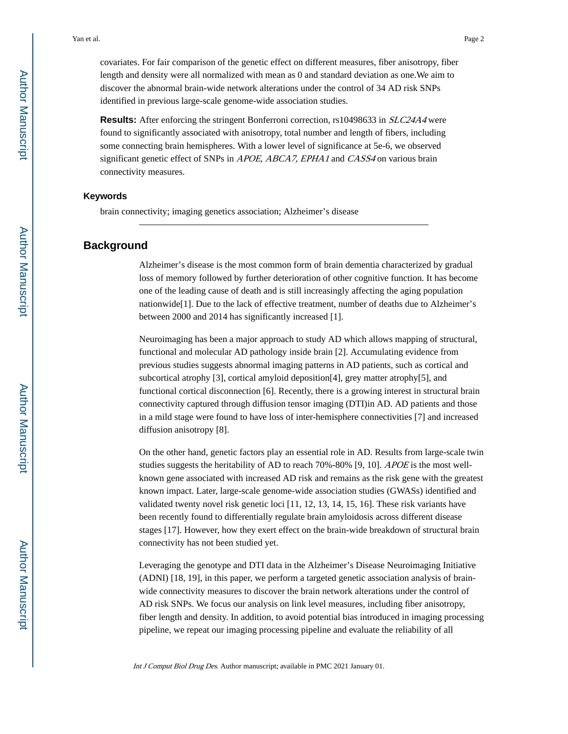covariates. For fair comparison of the genetic effect on different measures, fiber anisotropy, fiber length and density were all normalized with mean as 0 and standard deviation as one.We aim to discover the abnormal brain-wide network alterations under the control of 34 AD risk SNPs identified in previous large-scale genome-wide association studies.

**Results:** After enforcing the stringent Bonferroni correction, rs10498633 in *SLC24A4* were found to significantly associated with anisotropy, total number and length of fibers, including some connecting brain hemispheres. With a lower level of significance at 5e-6, we observed significant genetic effect of SNPs in *APOE, ABCA7, EPHA1* and *CASS4* on various brain connectivity measures.

### Keywords

brain connectivity; imaging genetics association; Alzheimer's disease

## Background

Alzheimer's disease is the most common form of brain dementia characterized by gradual loss of memory followed by further deterioration of other cognitive function. It has become one of the leading cause of death and is still increasingly affecting the aging population nationwide[1]. Due to the lack of effective treatment, number of deaths due to Alzheimer's between 2000 and 2014 has significantly increased [1].

Neuroimaging has been a major approach to study AD which allows mapping of structural, functional and molecular AD pathology inside brain [2]. Accumulating evidence from previous studies suggests abnormal imaging patterns in AD patients, such as cortical and subcortical atrophy [3], cortical amyloid deposition[4], grey matter atrophy[5], and functional cortical disconnection [6]. Recently, there is a growing interest in structural brain connectivity captured through diffusion tensor imaging (DTI)in AD. AD patients and those in a mild stage were found to have loss of inter-hemisphere connectivities [7] and increased diffusion anisotropy [8].

On the other hand, genetic factors play an essential role in AD. Results from large-scale twin studies suggests the heritability of AD to reach 70%-80% [9, 10]. *APOE* is the most well-known gene associated with increased AD risk and remains as the risk gene with the greatest known impact. Later, large-scale genome-wide association studies (GWASs) identified and validated twenty novel risk genetic loci [11, 12, 13, 14, 15, 16]. These risk variants have been recently found to differentially regulate brain amyloidosis across different disease stages [17]. However, how they exert effect on the brain-wide breakdown of structural brain connectivity has not been studied yet.

Leveraging the genotype and DTI data in the Alzheimer's Disease Neuroimaging Initiative (ADNI) [18, 19], in this paper, we perform a targeted genetic association analysis of brain-wide connectivity measures to discover the brain network alterations under the control of AD risk SNPs. We focus our analysis on link level measures, including fiber anisotropy, fiber length and density. In addition, to avoid potential bias introduced in imaging processing pipeline, we repeat our imaging processing pipeline and evaluate the reliability of all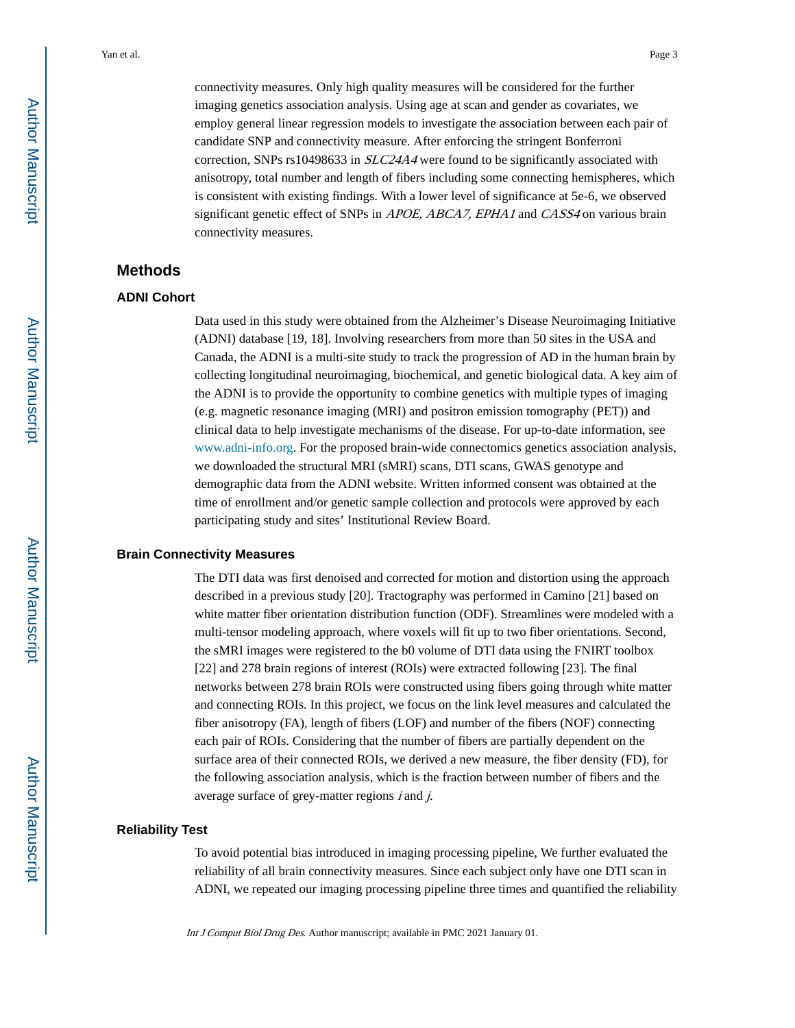connectivity measures. Only high quality measures will be considered for the further imaging genetics association analysis. Using age at scan and gender as covariates, we employ general linear regression models to investigate the association between each pair of candidate SNP and connectivity measure. After enforcing the stringent Bonferroni correction, SNPs rs10498633 in *SLC24A4* were found to be significantly associated with anisotropy, total number and length of fibers including some connecting hemispheres, which is consistent with existing findings. With a lower level of significance at 5e-6, we observed significant genetic effect of SNPs in *APOE, ABCA7, EPHA1* and *CASS4* on various brain connectivity measures.

## Methods

### ADNI Cohort

Data used in this study were obtained from the Alzheimer's Disease Neuroimaging Initiative (ADNI) database [19, 18]. Involving researchers from more than 50 sites in the USA and Canada, the ADNI is a multi-site study to track the progression of AD in the human brain by collecting longitudinal neuroimaging, biochemical, and genetic biological data. A key aim of the ADNI is to provide the opportunity to combine genetics with multiple types of imaging (e.g. magnetic resonance imaging (MRI) and positron emission tomography (PET)) and clinical data to help investigate mechanisms of the disease. For up-to-date information, see www.adni-info.org. For the proposed brain-wide connectomics genetics association analysis, we downloaded the structural MRI (sMRI) scans, DTI scans, GWAS genotype and demographic data from the ADNI website. Written informed consent was obtained at the time of enrollment and/or genetic sample collection and protocols were approved by each participating study and sites' Institutional Review Board.

### Brain Connectivity Measures

The DTI data was first denoised and corrected for motion and distortion using the approach described in a previous study [20]. Tractography was performed in Camino [21] based on white matter fiber orientation distribution function (ODF). Streamlines were modeled with a multi-tensor modeling approach, where voxels will fit up to two fiber orientations. Second, the sMRI images were registered to the b0 volume of DTI data using the FNIRT toolbox [22] and 278 brain regions of interest (ROIs) were extracted following [23]. The final networks between 278 brain ROIs were constructed using fibers going through white matter and connecting ROIs. In this project, we focus on the link level measures and calculated the fiber anisotropy (FA), length of fibers (LOF) and number of the fibers (NOF) connecting each pair of ROIs. Considering that the number of fibers are partially dependent on the surface area of their connected ROIs, we derived a new measure, the fiber density (FD), for the following association analysis, which is the fraction between number of fibers and the average surface of grey-matter regions $i$ and $j$.

### Reliability Test

To avoid potential bias introduced in imaging processing pipeline, We further evaluated the reliability of all brain connectivity measures. Since each subject only have one DTI scan in ADNI, we repeated our imaging processing pipeline three times and quantified the reliability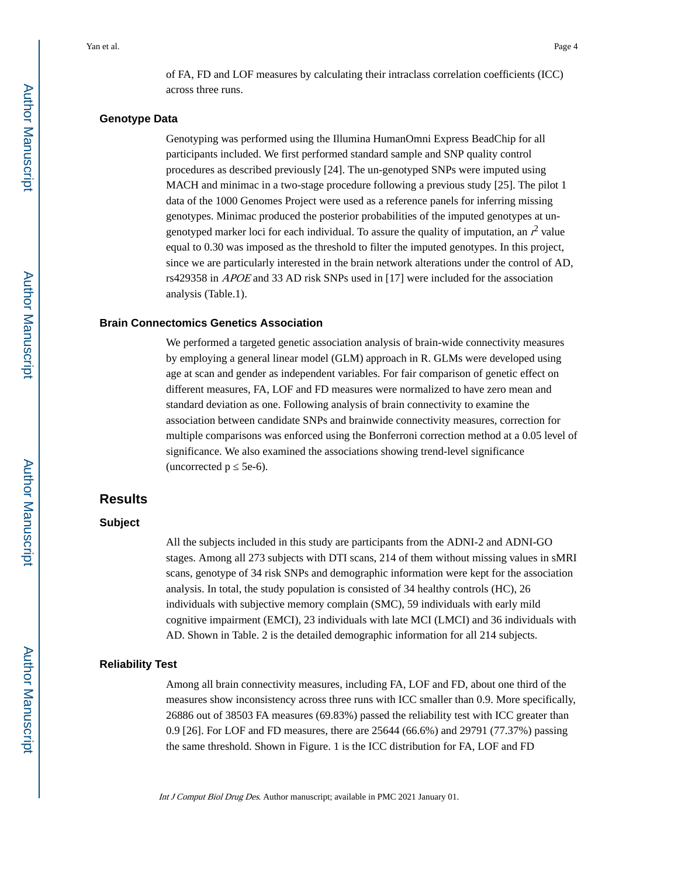of FA, FD and LOF measures by calculating their intraclass correlation coefficients (ICC) across three runs.

### Genotype Data

Genotyping was performed using the Illumina HumanOmni Express BeadChip for all participants included. We first performed standard sample and SNP quality control procedures as described previously [24]. The un-genotyped SNPs were imputed using MACH and minimac in a two-stage procedure following a previous study [25]. The pilot 1 data of the 1000 Genomes Project were used as a reference panels for inferring missing genotypes. Minimac produced the posterior probabilities of the imputed genotypes at un-genotyped marker loci for each individual. To assure the quality of imputation, an $r^2$ value equal to 0.30 was imposed as the threshold to filter the imputed genotypes. In this project, since we are particularly interested in the brain network alterations under the control of AD, rs429358 in *APOE* and 33 AD risk SNPs used in [17] were included for the association analysis (Table.1).

### Brain Connectomics Genetics Association

We performed a targeted genetic association analysis of brain-wide connectivity measures by employing a general linear model (GLM) approach in R. GLMs were developed using age at scan and gender as independent variables. For fair comparison of genetic effect on different measures, FA, LOF and FD measures were normalized to have zero mean and standard deviation as one. Following analysis of brain connectivity to examine the association between candidate SNPs and brainwide connectivity measures, correction for multiple comparisons was enforced using the Bonferroni correction method at a 0.05 level of significance. We also examined the associations showing trend-level significance (uncorrected $p \leq 5e\text{-}6$).

## Results

### Subject

All the subjects included in this study are participants from the ADNI-2 and ADNI-GO stages. Among all 273 subjects with DTI scans, 214 of them without missing values in sMRI scans, genotype of 34 risk SNPs and demographic information were kept for the association analysis. In total, the study population is consisted of 34 healthy controls (HC), 26 individuals with subjective memory complain (SMC), 59 individuals with early mild cognitive impairment (EMCI), 23 individuals with late MCI (LMCI) and 36 individuals with AD. Shown in Table. 2 is the detailed demographic information for all 214 subjects.

### Reliability Test

Among all brain connectivity measures, including FA, LOF and FD, about one third of the measures show inconsistency across three runs with ICC smaller than 0.9. More specifically, 26886 out of 38503 FA measures (69.83%) passed the reliability test with ICC greater than 0.9 [26]. For LOF and FD measures, there are 25644 (66.6%) and 29791 (77.37%) passing the same threshold. Shown in Figure. 1 is the ICC distribution for FA, LOF and FD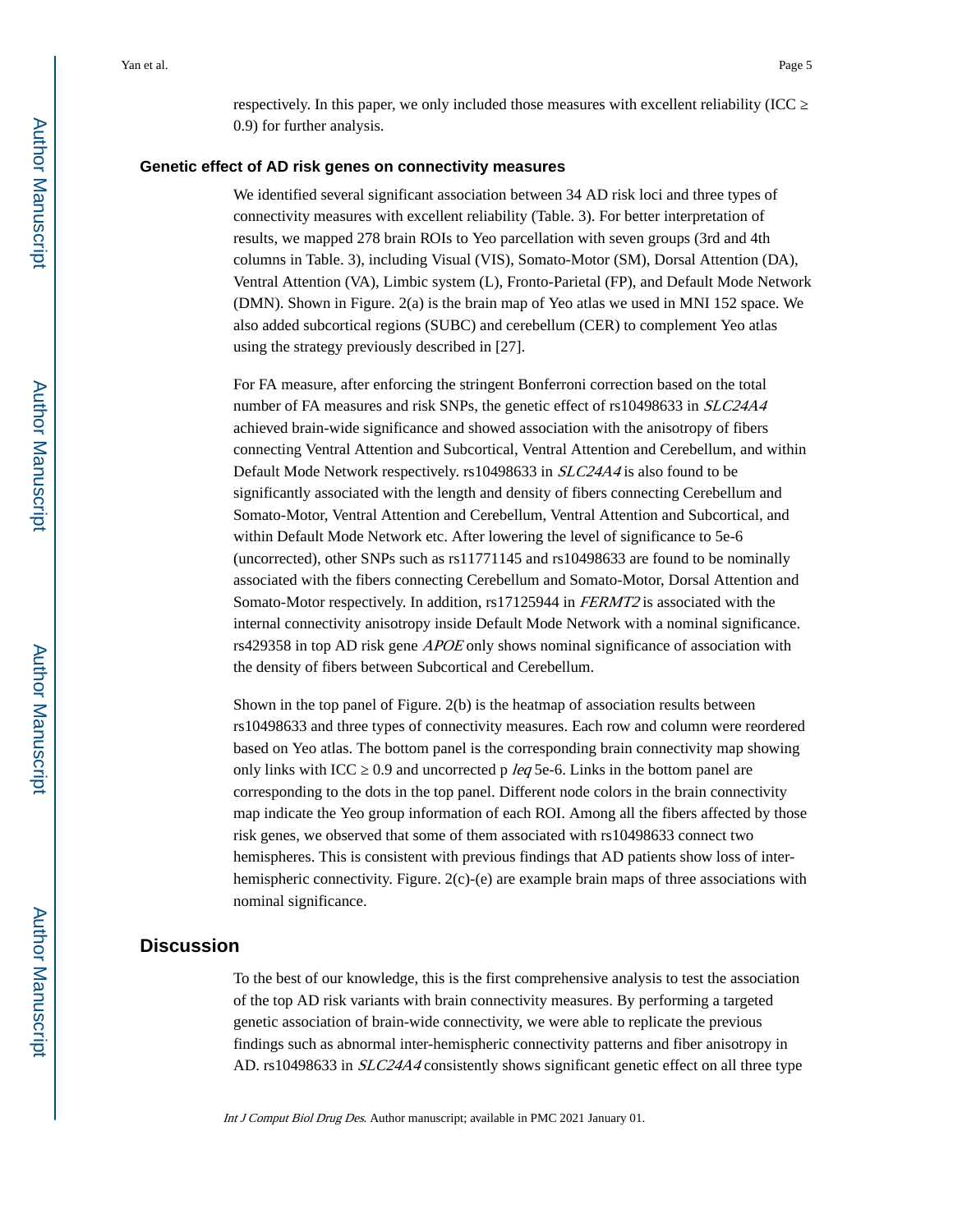respectively. In this paper, we only included those measures with excellent reliability (ICC $\geq$ 0.9) for further analysis.

### Genetic effect of AD risk genes on connectivity measures

We identified several significant association between 34 AD risk loci and three types of connectivity measures with excellent reliability (Table. 3). For better interpretation of results, we mapped 278 brain ROIs to Yeo parcellation with seven groups (3rd and 4th columns in Table. 3), including Visual (VIS), Somato-Motor (SM), Dorsal Attention (DA), Ventral Attention (VA), Limbic system (L), Fronto-Parietal (FP), and Default Mode Network (DMN). Shown in Figure. 2(a) is the brain map of Yeo atlas we used in MNI 152 space. We also added subcortical regions (SUBC) and cerebellum (CER) to complement Yeo atlas using the strategy previously described in [27].

For FA measure, after enforcing the stringent Bonferroni correction based on the total number of FA measures and risk SNPs, the genetic effect of rs10498633 in *SLC24A4* achieved brain-wide significance and showed association with the anisotropy of fibers connecting Ventral Attention and Subcortical, Ventral Attention and Cerebellum, and within Default Mode Network respectively. rs10498633 in *SLC24A4* is also found to be significantly associated with the length and density of fibers connecting Cerebellum and Somato-Motor, Ventral Attention and Cerebellum, Ventral Attention and Subcortical, and within Default Mode Network etc. After lowering the level of significance to 5e-6 (uncorrected), other SNPs such as rs11771145 and rs10498633 are found to be nominally associated with the fibers connecting Cerebellum and Somato-Motor, Dorsal Attention and Somato-Motor respectively. In addition, rs17125944 in *FERMT2* is associated with the internal connectivity anisotropy inside Default Mode Network with a nominal significance. rs429358 in top AD risk gene *APOE* only shows nominal significance of association with the density of fibers between Subcortical and Cerebellum.

Shown in the top panel of Figure. 2(b) is the heatmap of association results between rs10498633 and three types of connectivity measures. Each row and column were reordered based on Yeo atlas. The bottom panel is the corresponding brain connectivity map showing only links with ICC $\geq$ 0.9 and uncorrected p *leq* 5e-6. Links in the bottom panel are corresponding to the dots in the top panel. Different node colors in the brain connectivity map indicate the Yeo group information of each ROI. Among all the fibers affected by those risk genes, we observed that some of them associated with rs10498633 connect two hemispheres. This is consistent with previous findings that AD patients show loss of inter-hemispheric connectivity. Figure. 2(c)-(e) are example brain maps of three associations with nominal significance.

## Discussion

To the best of our knowledge, this is the first comprehensive analysis to test the association of the top AD risk variants with brain connectivity measures. By performing a targeted genetic association of brain-wide connectivity, we were able to replicate the previous findings such as abnormal inter-hemispheric connectivity patterns and fiber anisotropy in AD. rs10498633 in *SLC24A4* consistently shows significant genetic effect on all three type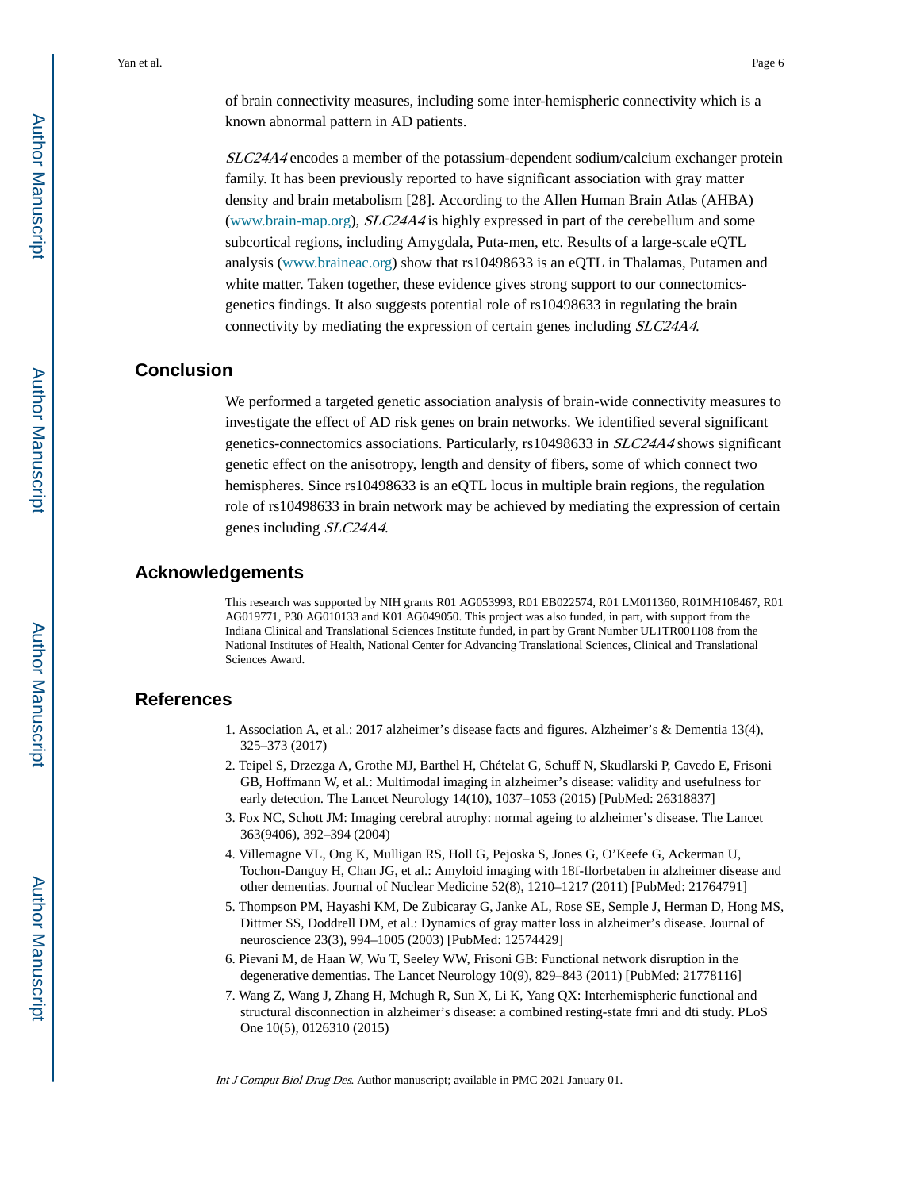of brain connectivity measures, including some inter-hemispheric connectivity which is a known abnormal pattern in AD patients.

*SLC24A4* encodes a member of the potassium-dependent sodium/calcium exchanger protein family. It has been previously reported to have significant association with gray matter density and brain metabolism [28]. According to the Allen Human Brain Atlas (AHBA) (www.brain-map.org), *SLC24A4* is highly expressed in part of the cerebellum and some subcortical regions, including Amygdala, Puta-men, etc. Results of a large-scale eQTL analysis (www.braineac.org) show that rs10498633 is an eQTL in Thalamas, Putamen and white matter. Taken together, these evidence gives strong support to our connectomics-genetics findings. It also suggests potential role of rs10498633 in regulating the brain connectivity by mediating the expression of certain genes including *SLC24A4*.

## Conclusion

We performed a targeted genetic association analysis of brain-wide connectivity measures to investigate the effect of AD risk genes on brain networks. We identified several significant genetics-connectomics associations. Particularly, rs10498633 in *SLC24A4* shows significant genetic effect on the anisotropy, length and density of fibers, some of which connect two hemispheres. Since rs10498633 is an eQTL locus in multiple brain regions, the regulation role of rs10498633 in brain network may be achieved by mediating the expression of certain genes including *SLC24A4*.

## Acknowledgements

This research was supported by NIH grants R01 AG053993, R01 EB022574, R01 LM011360, R01MH108467, R01 AG019771, P30 AG010133 and K01 AG049050. This project was also funded, in part, with support from the Indiana Clinical and Translational Sciences Institute funded, in part by Grant Number UL1TR001108 from the National Institutes of Health, National Center for Advancing Translational Sciences, Clinical and Translational Sciences Award.

## References

1. Association A, et al.: 2017 alzheimer's disease facts and figures. Alzheimer's & Dementia 13(4), 325–373 (2017)
2. Teipel S, Drzezga A, Grothe MJ, Barthel H, Chételat G, Schuff N, Skudlarski P, Cavedo E, Frisoni GB, Hoffmann W, et al.: Multimodal imaging in alzheimer's disease: validity and usefulness for early detection. The Lancet Neurology 14(10), 1037–1053 (2015) [PubMed: 26318837]
3. Fox NC, Schott JM: Imaging cerebral atrophy: normal ageing to alzheimer's disease. The Lancet 363(9406), 392–394 (2004)
4. Villemagne VL, Ong K, Mulligan RS, Holl G, Pejoska S, Jones G, O'Keefe G, Ackerman U, Tochon-Danguy H, Chan JG, et al.: Amyloid imaging with 18f-florbetaben in alzheimer disease and other dementias. Journal of Nuclear Medicine 52(8), 1210–1217 (2011) [PubMed: 21764791]
5. Thompson PM, Hayashi KM, De Zubicaray G, Janke AL, Rose SE, Semple J, Herman D, Hong MS, Dittmer SS, Doddrell DM, et al.: Dynamics of gray matter loss in alzheimer's disease. Journal of neuroscience 23(3), 994–1005 (2003) [PubMed: 12574429]
6. Pievani M, de Haan W, Wu T, Seeley WW, Frisoni GB: Functional network disruption in the degenerative dementias. The Lancet Neurology 10(9), 829–843 (2011) [PubMed: 21778116]
7. Wang Z, Wang J, Zhang H, Mchugh R, Sun X, Li K, Yang QX: Interhemispheric functional and structural disconnection in alzheimer's disease: a combined resting-state fmri and dti study. PLoS One 10(5), 0126310 (2015)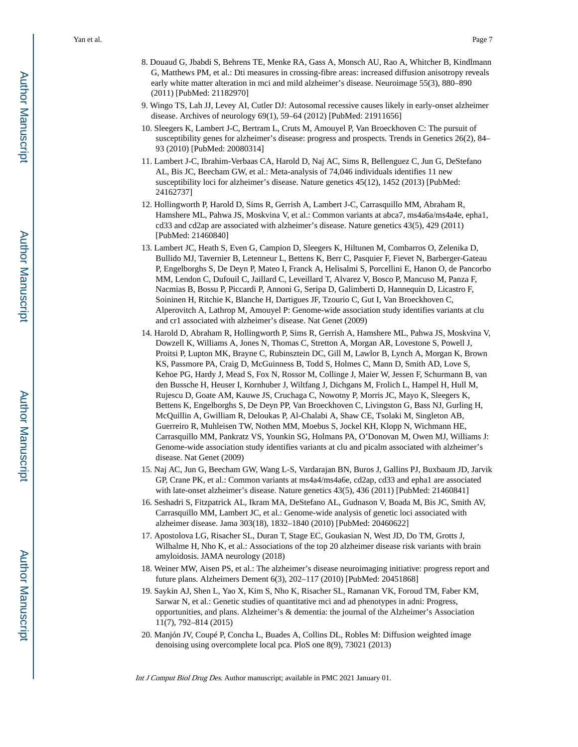8. Douaud G, Jbabdi S, Behrens TE, Menke RA, Gass A, Monsch AU, Rao A, Whitcher B, Kindlmann G, Matthews PM, et al.: Dti measures in crossing-fibre areas: increased diffusion anisotropy reveals early white matter alteration in mci and mild alzheimer's disease. Neuroimage 55(3), 880–890 (2011) [PubMed: 21182970]
9. Wingo TS, Lah JJ, Levey AI, Cutler DJ: Autosomal recessive causes likely in early-onset alzheimer disease. Archives of neurology 69(1), 59–64 (2012) [PubMed: 21911656]
10. Sleegers K, Lambert J-C, Bertram L, Cruts M, Amouyel P, Van Broeckhoven C: The pursuit of susceptibility genes for alzheimer's disease: progress and prospects. Trends in Genetics 26(2), 84–93 (2010) [PubMed: 20080314]
11. Lambert J-C, Ibrahim-Verbaas CA, Harold D, Naj AC, Sims R, Bellenguez C, Jun G, DeStefano AL, Bis JC, Beecham GW, et al.: Meta-analysis of 74,046 individuals identifies 11 new susceptibility loci for alzheimer's disease. Nature genetics 45(12), 1452 (2013) [PubMed: 24162737]
12. Hollingworth P, Harold D, Sims R, Gerrish A, Lambert J-C, Carrasquillo MM, Abraham R, Hamshere ML, Pahwa JS, Moskvina V, et al.: Common variants at abca7, ms4a6a/ms4a4e, epha1, cd33 and cd2ap are associated with alzheimer's disease. Nature genetics 43(5), 429 (2011) [PubMed: 21460840]
13. Lambert JC, Heath S, Even G, Campion D, Sleegers K, Hiltunen M, Combarros O, Zelenika D, Bullido MJ, Tavernier B, Letenneur L, Bettens K, Berr C, Pasquier F, Fievet N, Barberger-Gateau P, Engelborghs S, De Deyn P, Mateo I, Franck A, Helisalmi S, Porcellini E, Hanon O, de Pancorbo MM, Lendon C, Dufouil C, Jaillard C, Leveillard T, Alvarez V, Bosco P, Mancuso M, Panza F, Nacmias B, Bossu P, Piccardi P, Annoni G, Seripa D, Galimberti D, Hannequin D, Licastro F, Soininen H, Ritchie K, Blanche H, Dartigues JF, Tzourio C, Gut I, Van Broeckhoven C, Alperovitch A, Lathrop M, Amouyel P: Genome-wide association study identifies variants at clu and cr1 associated with alzheimer's disease. Nat Genet (2009)
14. Harold D, Abraham R, Hollingworth P, Sims R, Gerrish A, Hamshere ML, Pahwa JS, Moskvina V, Dowzell K, Williams A, Jones N, Thomas C, Stretton A, Morgan AR, Lovestone S, Powell J, Proitsi P, Lupton MK, Brayne C, Rubinsztein DC, Gill M, Lawlor B, Lynch A, Morgan K, Brown KS, Passmore PA, Craig D, McGuinness B, Todd S, Holmes C, Mann D, Smith AD, Love S, Kehoe PG, Hardy J, Mead S, Fox N, Rossor M, Collinge J, Maier W, Jessen F, Schurmann B, van den Bussche H, Heuser I, Kornhuber J, Wiltfang J, Dichgans M, Frolich L, Hampel H, Hull M, Rujescu D, Goate AM, Kauwe JS, Cruchaga C, Nowotny P, Morris JC, Mayo K, Sleegers K, Bettens K, Engelborghs S, De Deyn PP, Van Broeckhoven C, Livingston G, Bass NJ, Gurling H, McQuillin A, Gwilliam R, Deloukas P, Al-Chalabi A, Shaw CE, Tsolaki M, Singleton AB, Guerreiro R, Muhleisen TW, Nothen MM, Moebus S, Jockel KH, Klopp N, Wichmann HE, Carrasquillo MM, Pankratz VS, Younkin SG, Holmans PA, O'Donovan M, Owen MJ, Williams J: Genome-wide association study identifies variants at clu and picalm associated with alzheimer's disease. Nat Genet (2009)
15. Naj AC, Jun G, Beecham GW, Wang L-S, Vardarajan BN, Buros J, Gallins PJ, Buxbaum JD, Jarvik GP, Crane PK, et al.: Common variants at ms4a4/ms4a6e, cd2ap, cd33 and epha1 are associated with late-onset alzheimer's disease. Nature genetics 43(5), 436 (2011) [PubMed: 21460841]
16. Seshadri S, Fitzpatrick AL, Ikram MA, DeStefano AL, Gudnason V, Boada M, Bis JC, Smith AV, Carrasquillo MM, Lambert JC, et al.: Genome-wide analysis of genetic loci associated with alzheimer disease. Jama 303(18), 1832–1840 (2010) [PubMed: 20460622]
17. Apostolova LG, Risacher SL, Duran T, Stage EC, Goukasian N, West JD, Do TM, Grotts J, Wilhalme H, Nho K, et al.: Associations of the top 20 alzheimer disease risk variants with brain amyloidosis. JAMA neurology (2018)
18. Weiner MW, Aisen PS, et al.: The alzheimer's disease neuroimaging initiative: progress report and future plans. Alzheimers Dement 6(3), 202–117 (2010) [PubMed: 20451868]
19. Saykin AJ, Shen L, Yao X, Kim S, Nho K, Risacher SL, Ramanan VK, Foroud TM, Faber KM, Sarwar N, et al.: Genetic studies of quantitative mci and ad phenotypes in adni: Progress, opportunities, and plans. Alzheimer's & dementia: the journal of the Alzheimer's Association 11(7), 792–814 (2015)
20. Manjón JV, Coupé P, Concha L, Buades A, Collins DL, Robles M: Diffusion weighted image denoising using overcomplete local pca. PloS one 8(9), 73021 (2013)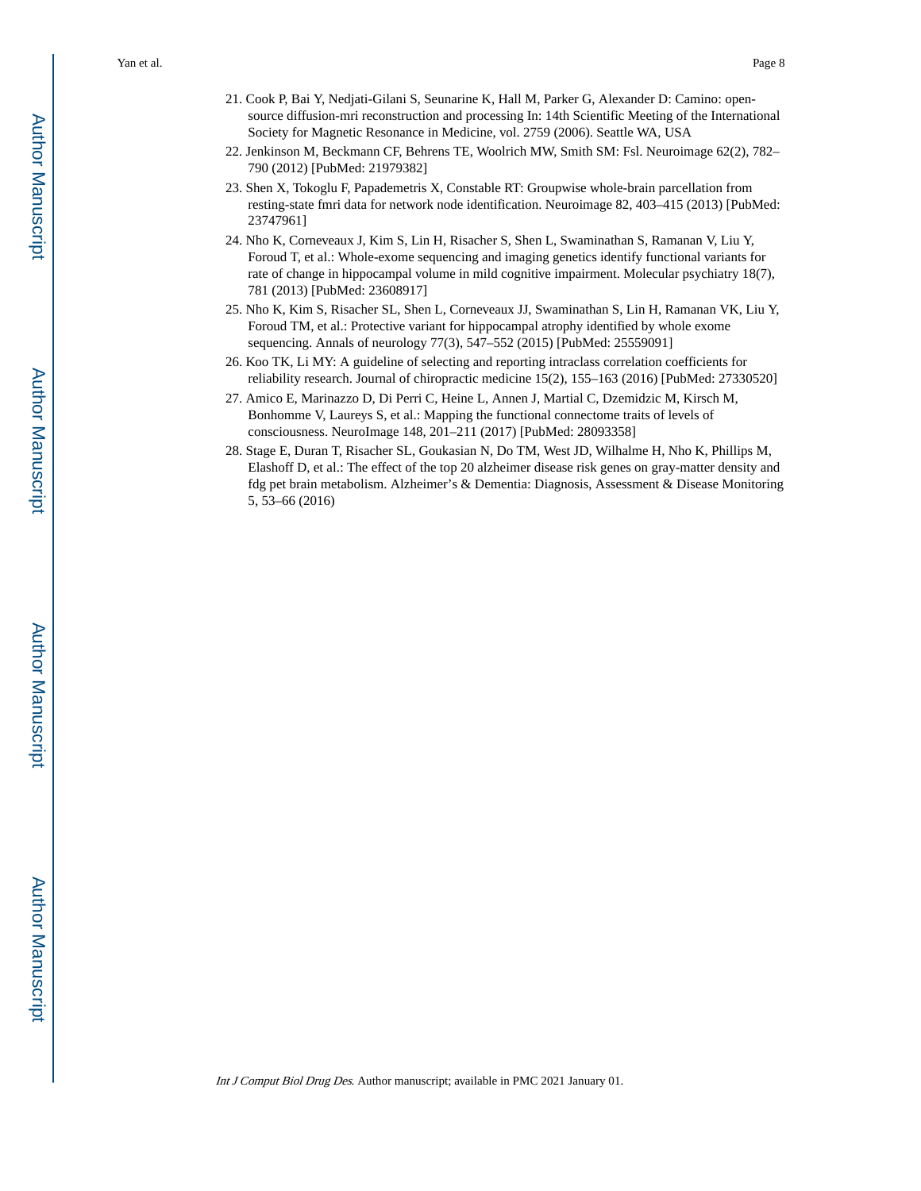21. Cook P, Bai Y, Nedjati-Gilani S, Seunarine K, Hall M, Parker G, Alexander D: Camino: open-source diffusion-mri reconstruction and processing In: 14th Scientific Meeting of the International Society for Magnetic Resonance in Medicine, vol. 2759 (2006). Seattle WA, USA
22. Jenkinson M, Beckmann CF, Behrens TE, Woolrich MW, Smith SM: Fsl. Neuroimage 62(2), 782–790 (2012) [PubMed: 21979382]
23. Shen X, Tokoglu F, Papademetris X, Constable RT: Groupwise whole-brain parcellation from resting-state fmri data for network node identification. Neuroimage 82, 403–415 (2013) [PubMed: 23747961]
24. Nho K, Corneveaux J, Kim S, Lin H, Risacher S, Shen L, Swaminathan S, Ramanan V, Liu Y, Foroud T, et al.: Whole-exome sequencing and imaging genetics identify functional variants for rate of change in hippocampal volume in mild cognitive impairment. Molecular psychiatry 18(7), 781 (2013) [PubMed: 23608917]
25. Nho K, Kim S, Risacher SL, Shen L, Corneveaux JJ, Swaminathan S, Lin H, Ramanan VK, Liu Y, Foroud TM, et al.: Protective variant for hippocampal atrophy identified by whole exome sequencing. Annals of neurology 77(3), 547–552 (2015) [PubMed: 25559091]
26. Koo TK, Li MY: A guideline of selecting and reporting intraclass correlation coefficients for reliability research. Journal of chiropractic medicine 15(2), 155–163 (2016) [PubMed: 27330520]
27. Amico E, Marinazzo D, Di Perri C, Heine L, Annen J, Martial C, Dzemidzic M, Kirsch M, Bonhomme V, Laureys S, et al.: Mapping the functional connectome traits of levels of consciousness. NeuroImage 148, 201–211 (2017) [PubMed: 28093358]
28. Stage E, Duran T, Risacher SL, Goukasian N, Do TM, West JD, Wilhalme H, Nho K, Phillips M, Elashoff D, et al.: The effect of the top 20 alzheimer disease risk genes on gray-matter density and fdg pet brain metabolism. Alzheimer's & Dementia: Diagnosis, Assessment & Disease Monitoring 5, 53–66 (2016)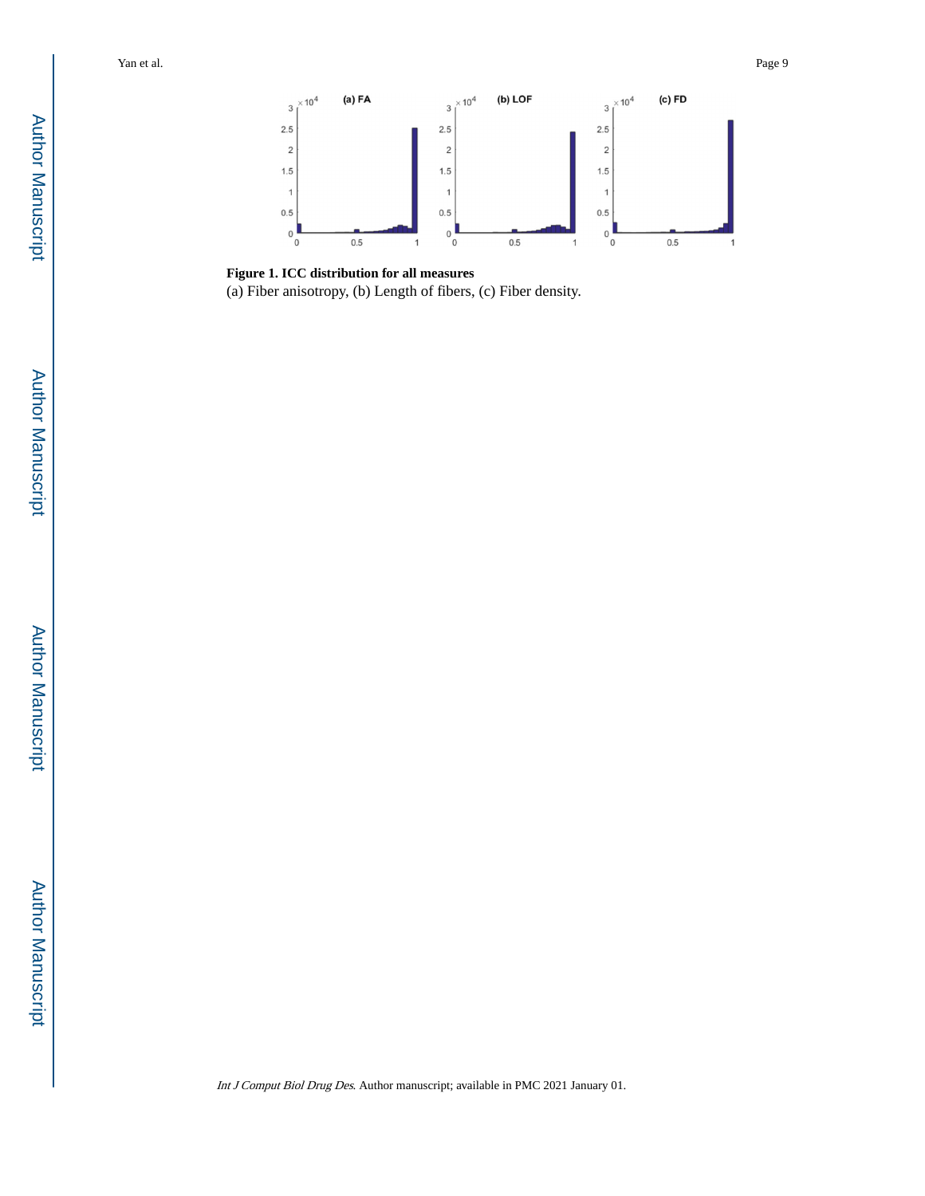**Figure 1. ICC distribution for all measures**

(a) Fiber anisotropy, (b) Length of fibers, (c) Fiber density.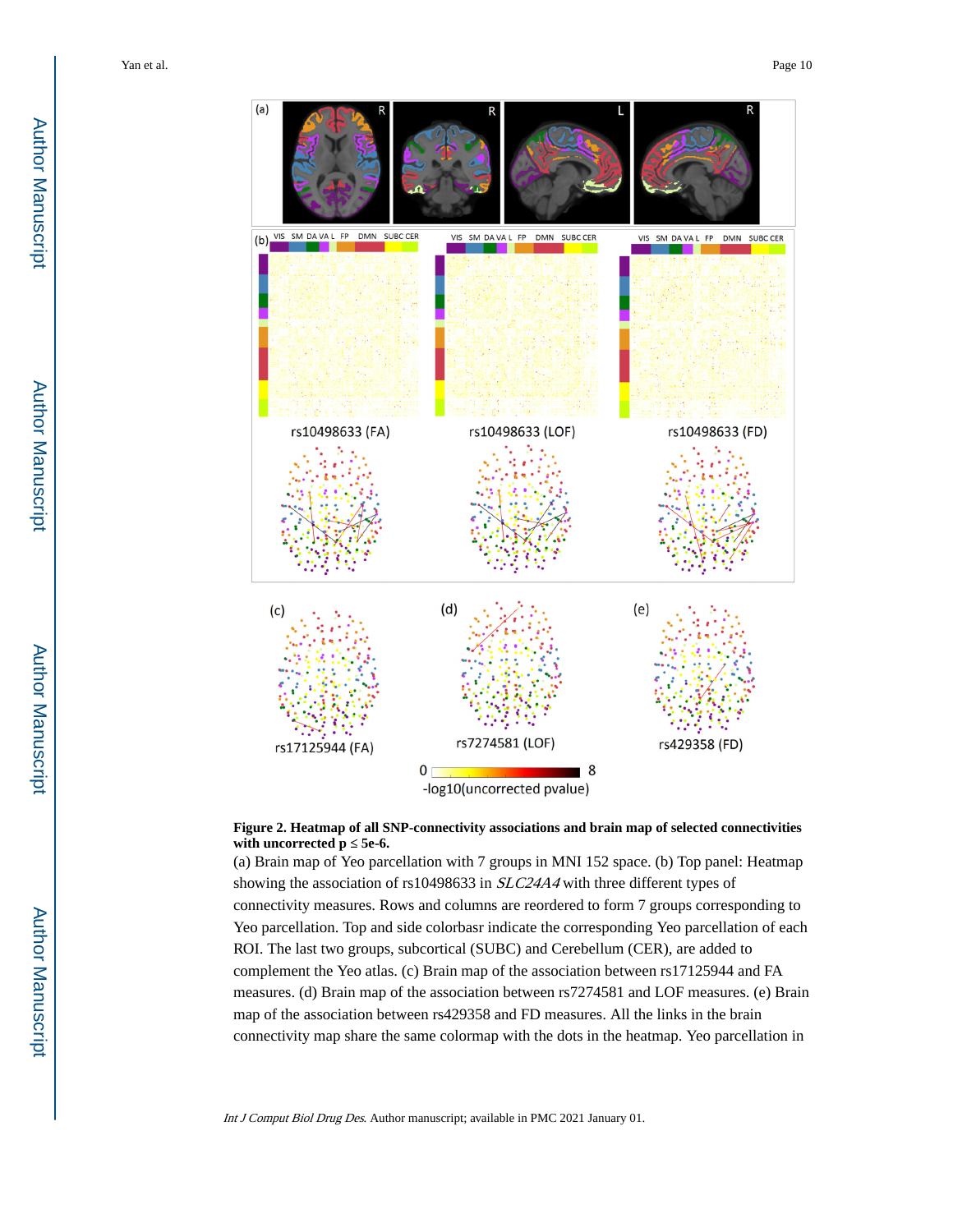**Figure 2. Heatmap of all SNP-connectivity associations and brain map of selected connectivities with uncorrected p ≤ 5e-6.**

(a) Brain map of Yeo parcellation with 7 groups in MNI 152 space. (b) Top panel: Heatmap showing the association of rs10498633 in *SLC24A4* with three different types of connectivity measures. Rows and columns are reordered to form 7 groups corresponding to Yeo parcellation. Top and side colorbasr indicate the corresponding Yeo parcellation of each ROI. The last two groups, subcortical (SUBC) and Cerebellum (CER), are added to complement the Yeo atlas. (c) Brain map of the association between rs17125944 and FA measures. (d) Brain map of the association between rs7274581 and LOF measures. (e) Brain map of the association between rs429358 and FD measures. All the links in the brain connectivity map share the same colormap with the dots in the heatmap. Yeo parcellation in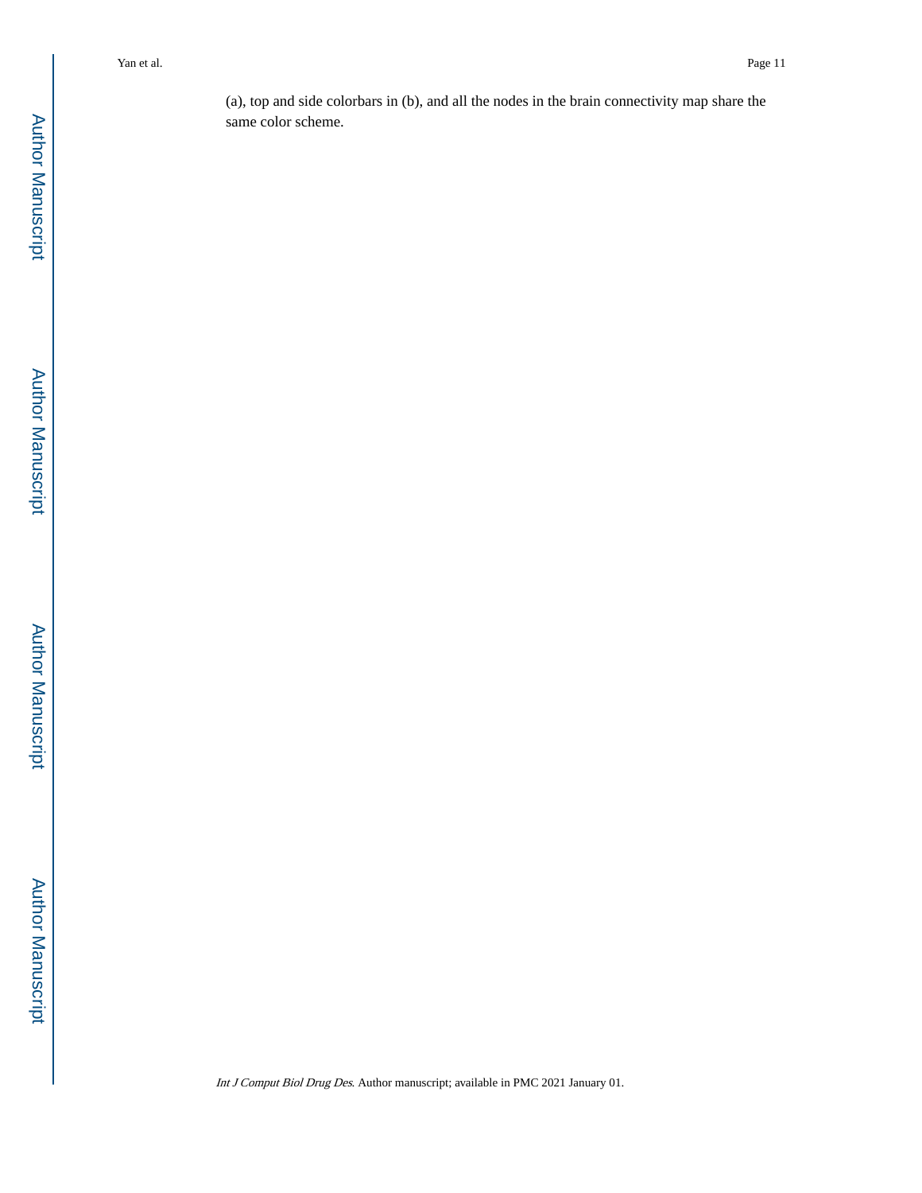(a), top and side colorbars in (b), and all the nodes in the brain connectivity map share the same color scheme.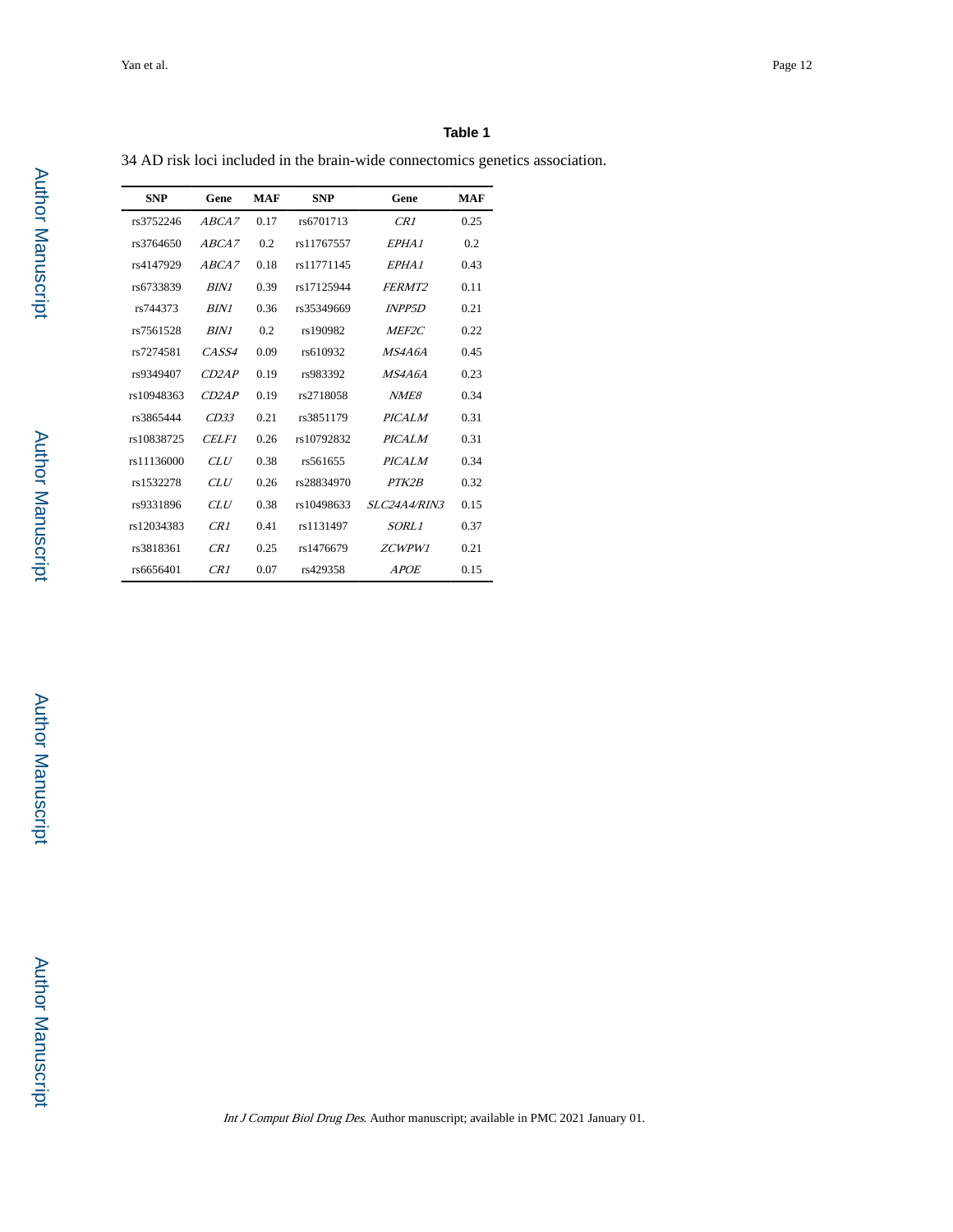**Table 1**

34 AD risk loci included in the brain-wide connectomics genetics association.

| SNP | Gene | MAF | SNP | Gene | MAF |
|---|---|---|---|---|---|
| rs3752246 | *ABCA7* | 0.17 | rs6701713 | *CR1* | 0.25 |
| rs3764650 | *ABCA7* | 0.2 | rs11767557 | *EPHA1* | 0.2 |
| rs4147929 | *ABCA7* | 0.18 | rs11771145 | *EPHA1* | 0.43 |
| rs6733839 | *BIN1* | 0.39 | rs17125944 | *FERMT2* | 0.11 |
| rs744373 | *BIN1* | 0.36 | rs35349669 | *INPP5D* | 0.21 |
| rs7561528 | *BIN1* | 0.2 | rs190982 | *MEF2C* | 0.22 |
| rs7274581 | *CASS4* | 0.09 | rs610932 | *MS4A6A* | 0.45 |
| rs9349407 | *CD2AP* | 0.19 | rs983392 | *MS4A6A* | 0.23 |
| rs10948363 | *CD2AP* | 0.19 | rs2718058 | *NME8* | 0.34 |
| rs3865444 | *CD33* | 0.21 | rs3851179 | *PICALM* | 0.31 |
| rs10838725 | *CELF1* | 0.26 | rs10792832 | *PICALM* | 0.31 |
| rs11136000 | *CLU* | 0.38 | rs561655 | *PICALM* | 0.34 |
| rs1532278 | *CLU* | 0.26 | rs28834970 | *PTK2B* | 0.32 |
| rs9331896 | *CLU* | 0.38 | rs10498633 | *SLC24A4/RIN3* | 0.15 |
| rs12034383 | *CR1* | 0.41 | rs1131497 | *SORL1* | 0.37 |
| rs3818361 | *CR1* | 0.25 | rs1476679 | *ZCWPW1* | 0.21 |
| rs6656401 | *CR1* | 0.07 | rs429358 | *APOE* | 0.15 |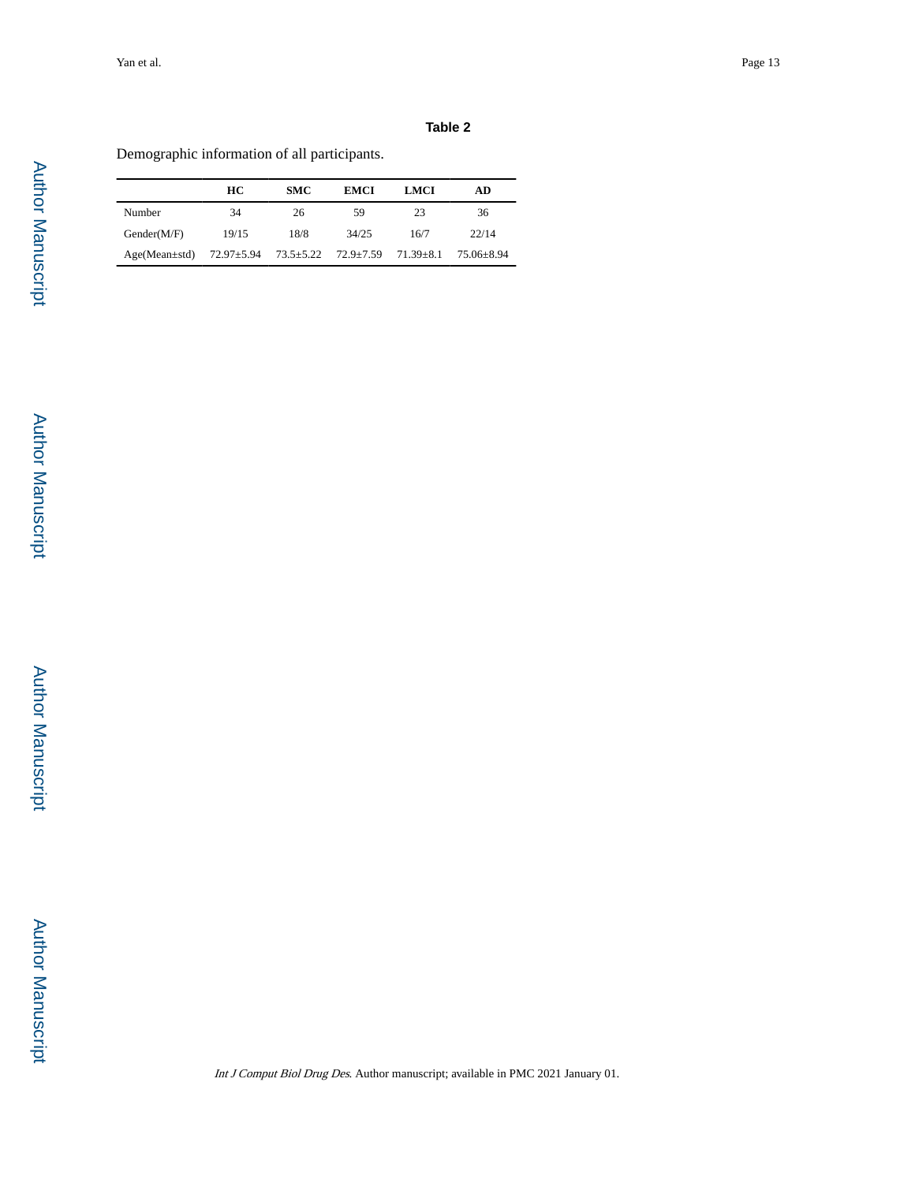**Table 2**

Demographic information of all participants.

| | HC | SMC | EMCI | LMCI | AD |
|---|---|---|---|---|---|
| Number | 34 | 26 | 59 | 23 | 36 |
| Gender(M/F) | 19/15 | 18/8 | 34/25 | 16/7 | 22/14 |
| Age(Mean±std) | 72.97±5.94 | 73.5±5.22 | 72.9±7.59 | 71.39±8.1 | 75.06±8.94 |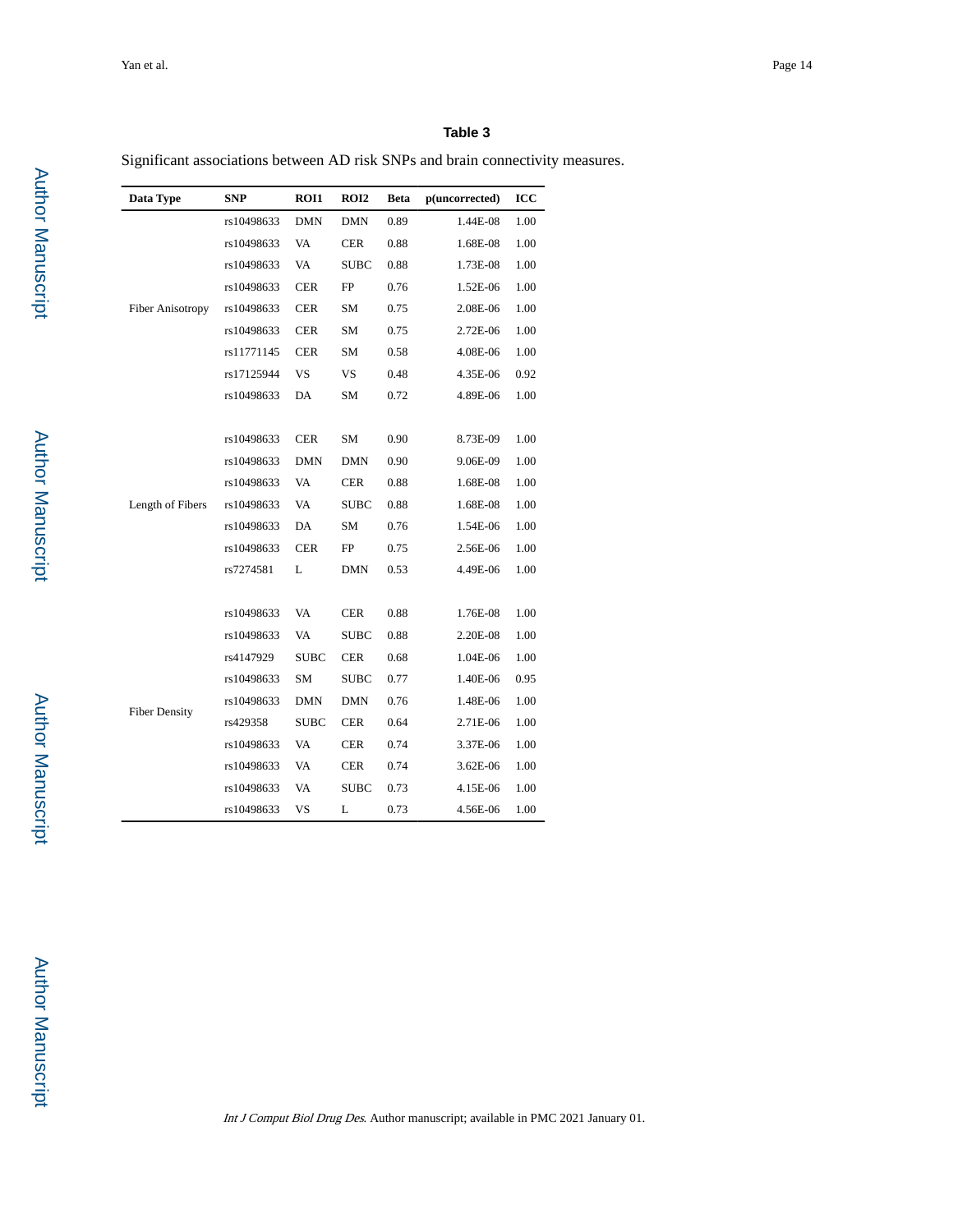**Table 3**

Significant associations between AD risk SNPs and brain connectivity measures.

| Data Type | SNP | ROI1 | ROI2 | Beta | p(uncorrected) | ICC |
|---|---|---|---|---|---|---|
| Fiber Anisotropy | rs10498633 | DMN | DMN | 0.89 | 1.44E-08 | 1.00 |
| | rs10498633 | VA | CER | 0.88 | 1.68E-08 | 1.00 |
| | rs10498633 | VA | SUBC | 0.88 | 1.73E-08 | 1.00 |
| | rs10498633 | CER | FP | 0.76 | 1.52E-06 | 1.00 |
| | rs10498633 | CER | SM | 0.75 | 2.08E-06 | 1.00 |
| | rs10498633 | CER | SM | 0.75 | 2.72E-06 | 1.00 |
| | rs11771145 | CER | SM | 0.58 | 4.08E-06 | 1.00 |
| | rs17125944 | VS | VS | 0.48 | 4.35E-06 | 0.92 |
| | rs10498633 | DA | SM | 0.72 | 4.89E-06 | 1.00 |
| Length of Fibers | rs10498633 | CER | SM | 0.90 | 8.73E-09 | 1.00 |
| | rs10498633 | DMN | DMN | 0.90 | 9.06E-09 | 1.00 |
| | rs10498633 | VA | CER | 0.88 | 1.68E-08 | 1.00 |
| | rs10498633 | VA | SUBC | 0.88 | 1.68E-08 | 1.00 |
| | rs10498633 | DA | SM | 0.76 | 1.54E-06 | 1.00 |
| | rs10498633 | CER | FP | 0.75 | 2.56E-06 | 1.00 |
| | rs7274581 | L | DMN | 0.53 | 4.49E-06 | 1.00 |
| Fiber Density | rs10498633 | VA | CER | 0.88 | 1.76E-08 | 1.00 |
| | rs10498633 | VA | SUBC | 0.88 | 2.20E-08 | 1.00 |
| | rs4147929 | SUBC | CER | 0.68 | 1.04E-06 | 1.00 |
| | rs10498633 | SM | SUBC | 0.77 | 1.40E-06 | 0.95 |
| | rs10498633 | DMN | DMN | 0.76 | 1.48E-06 | 1.00 |
| | rs429358 | SUBC | CER | 0.64 | 2.71E-06 | 1.00 |
| | rs10498633 | VA | CER | 0.74 | 3.37E-06 | 1.00 |
| | rs10498633 | VA | CER | 0.74 | 3.62E-06 | 1.00 |
| | rs10498633 | VA | SUBC | 0.73 | 4.15E-06 | 1.00 |
| | rs10498633 | VS | L | 0.73 | 4.56E-06 | 1.00 |